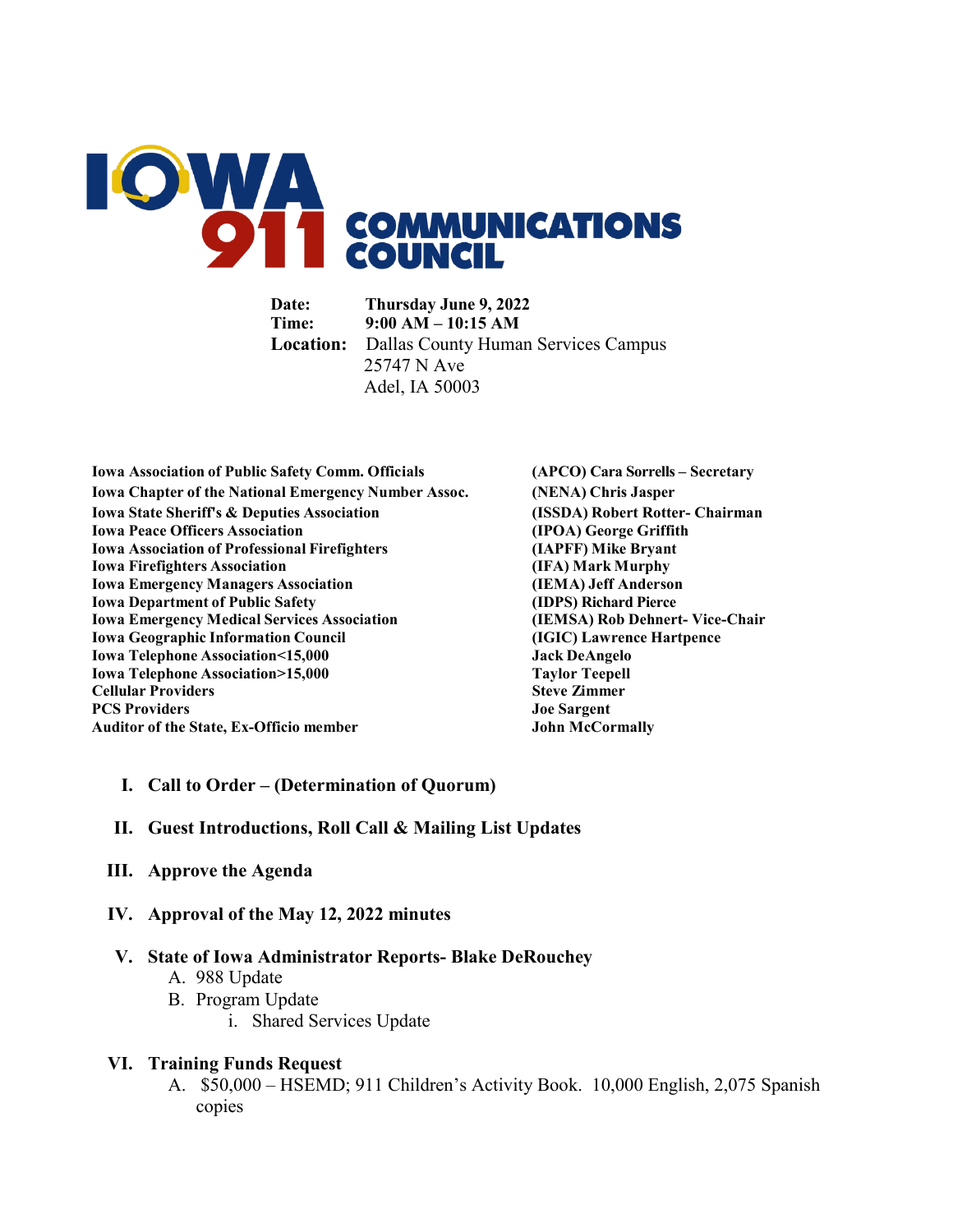# IOWA 911 COMMUNICATIONS COUNCIL

**Date:** Thursday June 9, 2022
**Time:** 9:00 AM – 10:15 AM
**Location:** Dallas County Human Services Campus
25747 N Ave
Adel, IA 50003

| | |
|---|---|
| **Iowa Association of Public Safety Comm. Officials** | **(APCO) Cara Sorrells – Secretary** |
| **Iowa Chapter of the National Emergency Number Assoc.** | **(NENA) Chris Jasper** |
| **Iowa State Sheriff's & Deputies Association** | **(ISSDA) Robert Rotter- Chairman** |
| **Iowa Peace Officers Association** | **(IPOA) George Griffith** |
| **Iowa Association of Professional Firefighters** | **(IAPFF) Mike Bryant** |
| **Iowa Firefighters Association** | **(IFA) Mark Murphy** |
| **Iowa Emergency Managers Association** | **(IEMA) Jeff Anderson** |
| **Iowa Department of Public Safety** | **(IDPS) Richard Pierce** |
| **Iowa Emergency Medical Services Association** | **(IEMSA) Rob Dehnert- Vice-Chair** |
| **Iowa Geographic Information Council** | **(IGIC) Lawrence Hartpence** |
| **Iowa Telephone Association<15,000** | **Jack DeAngelo** |
| **Iowa Telephone Association>15,000** | **Taylor Teepell** |
| **Cellular Providers** | **Steve Zimmer** |
| **PCS Providers** | **Joe Sargent** |
| **Auditor of the State, Ex-Officio member** | **John McCormally** |

**I. Call to Order – (Determination of Quorum)**

**II. Guest Introductions, Roll Call & Mailing List Updates**

**III. Approve the Agenda**

**IV. Approval of the May 12, 2022 minutes**

**V. State of Iowa Administrator Reports- Blake DeRouchey**

A. 988 Update

B. Program Update

  i. Shared Services Update

**VI. Training Funds Request**

A. $50,000 – HSEMD; 911 Children's Activity Book. 10,000 English, 2,075 Spanish copies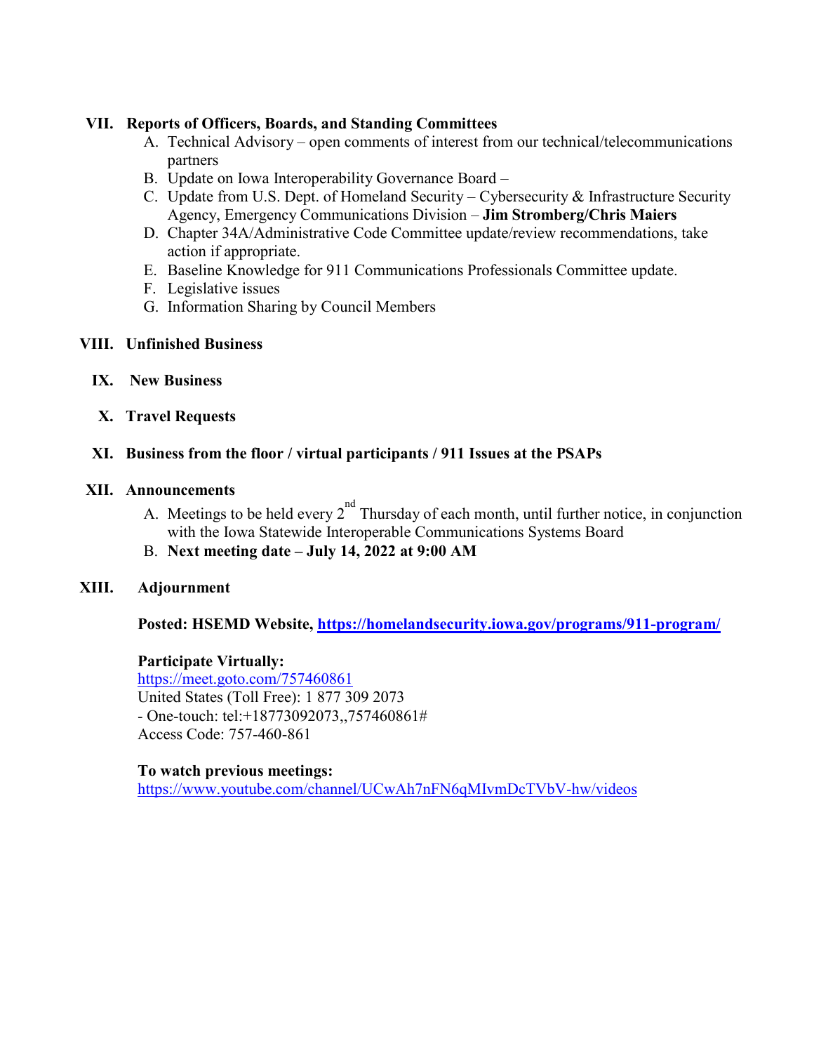**VII. Reports of Officers, Boards, and Standing Committees**

A. Technical Advisory – open comments of interest from our technical/telecommunications partners
B. Update on Iowa Interoperability Governance Board –
C. Update from U.S. Dept. of Homeland Security – Cybersecurity & Infrastructure Security Agency, Emergency Communications Division – **Jim Stromberg/Chris Maiers**
D. Chapter 34A/Administrative Code Committee update/review recommendations, take action if appropriate.
E. Baseline Knowledge for 911 Communications Professionals Committee update.
F. Legislative issues
G. Information Sharing by Council Members

**VIII. Unfinished Business**

**IX. New Business**

**X. Travel Requests**

**XI. Business from the floor / virtual participants / 911 Issues at the PSAPs**

**XII. Announcements**

A. Meetings to be held every 2nd Thursday of each month, until further notice, in conjunction with the Iowa Statewide Interoperable Communications Systems Board
B. **Next meeting date – July 14, 2022 at 9:00 AM**

**XIII. Adjournment**

**Posted: HSEMD Website, [https://homelandsecurity.iowa.gov/programs/911-program/](https://homelandsecurity.iowa.gov/programs/911-program/)**

**Participate Virtually:**
[https://meet.goto.com/757460861](https://meet.goto.com/757460861)
United States (Toll Free): 1 877 309 2073
- One-touch: tel:+18773092073,,757460861#
Access Code: 757-460-861

**To watch previous meetings:**
[https://www.youtube.com/channel/UCwAh7nFN6qMIvmDcTVbV-hw/videos](https://www.youtube.com/channel/UCwAh7nFN6qMIvmDcTVbV-hw/videos)